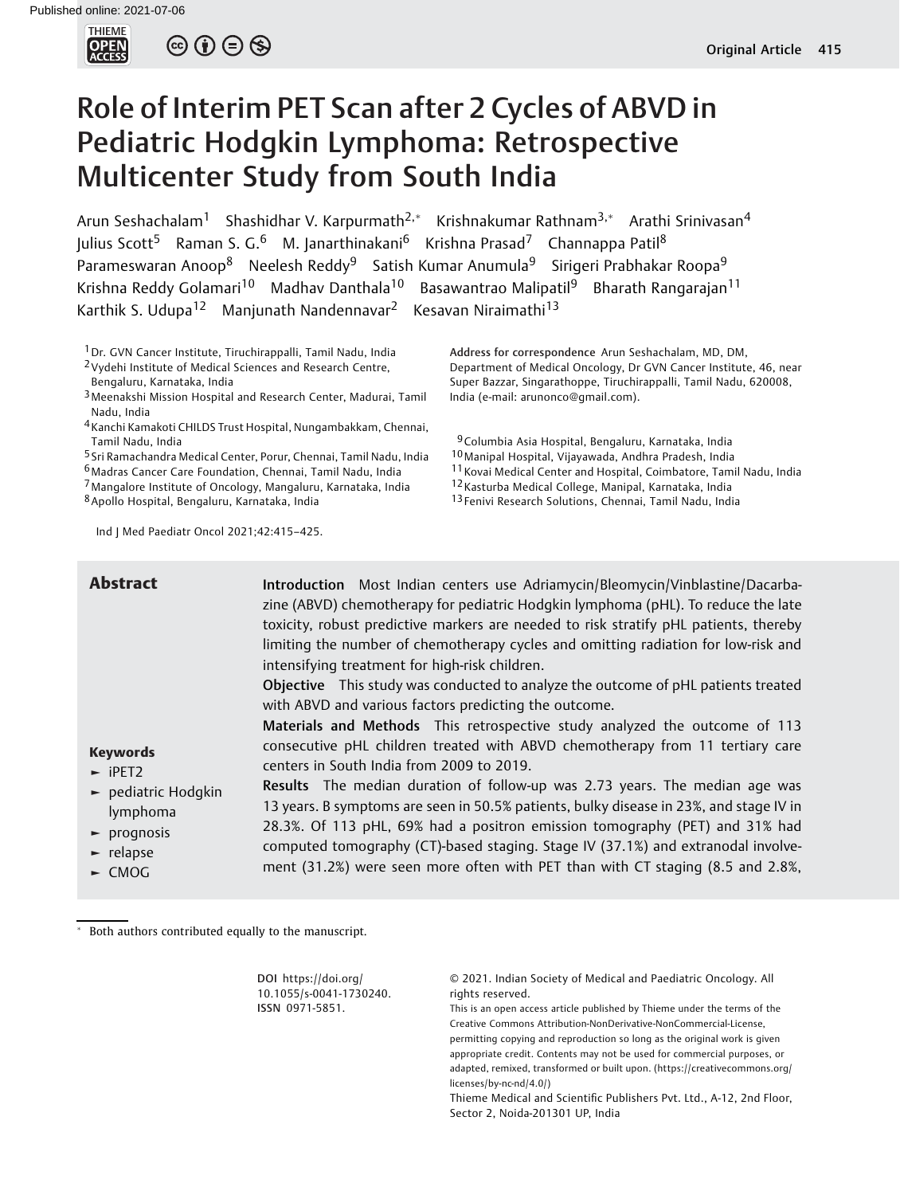# Role of Interim PET Scan after 2 Cycles of ABVD in Pediatric Hodgkin Lymphoma: Retrospective Multicenter Study from South India

Arun Seshachalam[1] Shashidhar V. Karpurmath[2,*] Krishnakumar Rathnam[3,*] Arathi Srinivasan[4] Julius Scott[5] Raman S. G.[6] M. Janarthinakani[6] Krishna Prasad[7] Channappa Patil[8] Parameswaran Anoop[8] Neelesh Reddy[9] Satish Kumar Anumula[9] Sirigeri Prabhakar Roopa[9] Krishna Reddy Golamari[10] Madhav Danthala[10] Basawantrao Malipatil[9] Bharath Rangarajan[11] Karthik S. Udupa[12] Manjunath Nandennavar[2] Kesavan Niraimathi[13]

[1] Dr. GVN Cancer Institute, Tiruchirappalli, Tamil Nadu, India
[2] Vydehi Institute of Medical Sciences and Research Centre, Bengaluru, Karnataka, India
[3] Meenakshi Mission Hospital and Research Center, Madurai, Tamil Nadu, India
[4] Kanchi Kamakoti CHILDS Trust Hospital, Nungambakkam, Chennai, Tamil Nadu, India
[5] Sri Ramachandra Medical Center, Porur, Chennai, Tamil Nadu, India
[6] Madras Cancer Care Foundation, Chennai, Tamil Nadu, India
[7] Mangalore Institute of Oncology, Mangaluru, Karnataka, India
[8] Apollo Hospital, Bengaluru, Karnataka, India
[9] Columbia Asia Hospital, Bengaluru, Karnataka, India
[10] Manipal Hospital, Vijayawada, Andhra Pradesh, India
[11] Kovai Medical Center and Hospital, Coimbatore, Tamil Nadu, India
[12] Kasturba Medical College, Manipal, Karnataka, India
[13] Fenivi Research Solutions, Chennai, Tamil Nadu, India

**Address for correspondence** Arun Seshachalam, MD, DM, Department of Medical Oncology, Dr GVN Cancer Institute, 46, near Super Bazzar, Singarathoppe, Tiruchirappalli, Tamil Nadu, 620008, India (e-mail: arunonco@gmail.com).

## Abstract

**Introduction** Most Indian centers use Adriamycin/Bleomycin/Vinblastine/Dacarbazine (ABVD) chemotherapy for pediatric Hodgkin lymphoma (pHL). To reduce the late toxicity, robust predictive markers are needed to risk stratify pHL patients, thereby limiting the number of chemotherapy cycles and omitting radiation for low-risk and intensifying treatment for high-risk children.

**Objective** This study was conducted to analyze the outcome of pHL patients treated with ABVD and various factors predicting the outcome.

**Materials and Methods** This retrospective study analyzed the outcome of 113 consecutive pHL children treated with ABVD chemotherapy from 11 tertiary care centers in South India from 2009 to 2019.

**Results** The median duration of follow-up was 2.73 years. The median age was 13 years. B symptoms are seen in 50.5% patients, bulky disease in 23%, and stage IV in 28.3%. Of 113 pHL, 69% had a positron emission tomography (PET) and 31% had computed tomography (CT)-based staging. Stage IV (37.1%) and extranodal involvement (31.2%) were seen more often with PET than with CT staging (8.5 and 2.8%,

**Keywords**

- iPET2
- pediatric Hodgkin lymphoma
- prognosis
- relapse
- CMOG

* Both authors contributed equally to the manuscript.

DOI https://doi.org/10.1055/s-0041-1730240. ISSN 0971-5851.

© 2021. Indian Society of Medical and Paediatric Oncology. All rights reserved.

This is an open access article published by Thieme under the terms of the Creative Commons Attribution-NonDerivative-NonCommercial-License, permitting copying and reproduction so long as the original work is given appropriate credit. Contents may not be used for commercial purposes, or adapted, remixed, transformed or built upon. (https://creativecommons.org/licenses/by-nc-nd/4.0/)

Thieme Medical and Scientific Publishers Pvt. Ltd., A-12, 2nd Floor, Sector 2, Noida-201301 UP, India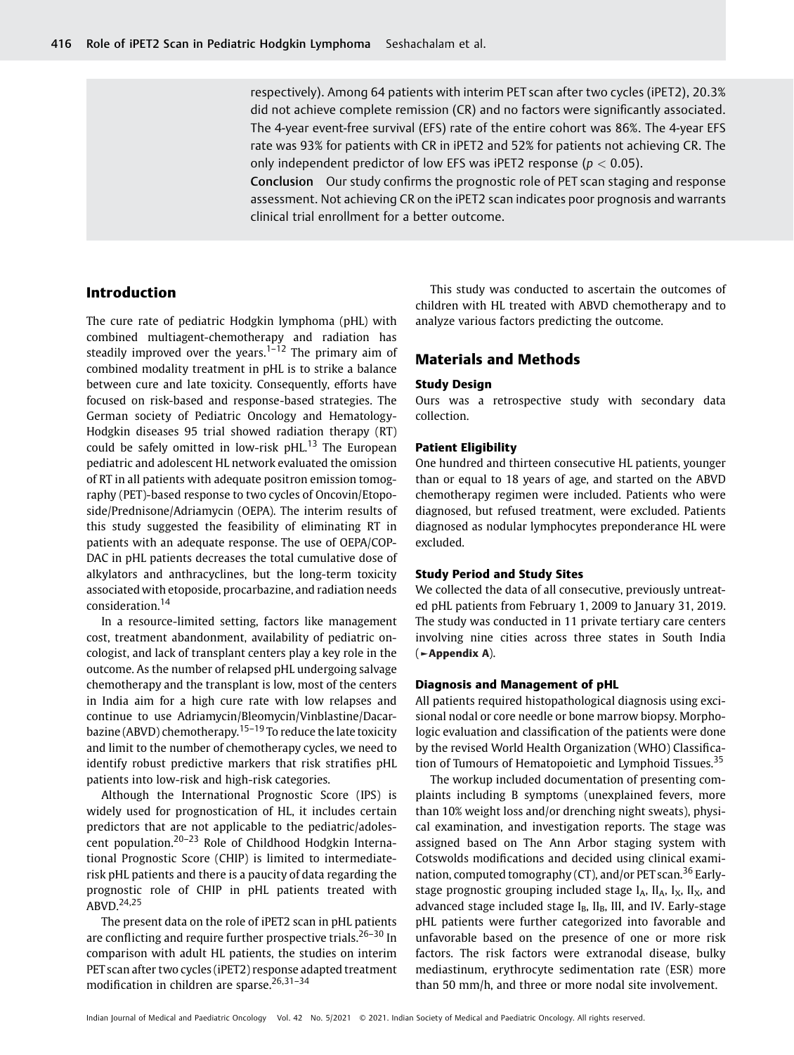respectively). Among 64 patients with interim PET scan after two cycles (iPET2), 20.3% did not achieve complete remission (CR) and no factors were significantly associated. The 4-year event-free survival (EFS) rate of the entire cohort was 86%. The 4-year EFS rate was 93% for patients with CR in iPET2 and 52% for patients not achieving CR. The only independent predictor of low EFS was iPET2 response ($p < 0.05$).

**Conclusion** Our study confirms the prognostic role of PET scan staging and response assessment. Not achieving CR on the iPET2 scan indicates poor prognosis and warrants clinical trial enrollment for a better outcome.

## Introduction

The cure rate of pediatric Hodgkin lymphoma (pHL) with combined multiagent-chemotherapy and radiation has steadily improved over the years.[1–12] The primary aim of combined modality treatment in pHL is to strike a balance between cure and late toxicity. Consequently, efforts have focused on risk-based and response-based strategies. The German society of Pediatric Oncology and Hematology-Hodgkin diseases 95 trial showed radiation therapy (RT) could be safely omitted in low-risk pHL.[13] The European pediatric and adolescent HL network evaluated the omission of RT in all patients with adequate positron emission tomography (PET)-based response to two cycles of Oncovin/Etoposide/Prednisone/Adriamycin (OEPA). The interim results of this study suggested the feasibility of eliminating RT in patients with an adequate response. The use of OEPA/COP-DAC in pHL patients decreases the total cumulative dose of alkylators and anthracyclines, but the long-term toxicity associated with etoposide, procarbazine, and radiation needs consideration.[14]

In a resource-limited setting, factors like management cost, treatment abandonment, availability of pediatric oncologist, and lack of transplant centers play a key role in the outcome. As the number of relapsed pHL undergoing salvage chemotherapy and the transplant is low, most of the centers in India aim for a high cure rate with low relapses and continue to use Adriamycin/Bleomycin/Vinblastine/Dacarbazine (ABVD) chemotherapy.[15–19] To reduce the late toxicity and limit to the number of chemotherapy cycles, we need to identify robust predictive markers that risk stratifies pHL patients into low-risk and high-risk categories.

Although the International Prognostic Score (IPS) is widely used for prognostication of HL, it includes certain predictors that are not applicable to the pediatric/adolescent population.[20–23] Role of Childhood Hodgkin International Prognostic Score (CHIP) is limited to intermediate-risk pHL patients and there is a paucity of data regarding the prognostic role of CHIP in pHL patients treated with ABVD.[24,25]

The present data on the role of iPET2 scan in pHL patients are conflicting and require further prospective trials.[26–30] In comparison with adult HL patients, the studies on interim PET scan after two cycles (iPET2) response adapted treatment modification in children are sparse.[26,31–34]

This study was conducted to ascertain the outcomes of children with HL treated with ABVD chemotherapy and to analyze various factors predicting the outcome.

## Materials and Methods

### Study Design

Ours was a retrospective study with secondary data collection.

### Patient Eligibility

One hundred and thirteen consecutive HL patients, younger than or equal to 18 years of age, and started on the ABVD chemotherapy regimen were included. Patients who were diagnosed, but refused treatment, were excluded. Patients diagnosed as nodular lymphocytes preponderance HL were excluded.

### Study Period and Study Sites

We collected the data of all consecutive, previously untreated pHL patients from February 1, 2009 to January 31, 2019. The study was conducted in 11 private tertiary care centers involving nine cities across three states in South India (►Appendix A).

### Diagnosis and Management of pHL

All patients required histopathological diagnosis using excisional nodal or core needle or bone marrow biopsy. Morphologic evaluation and classification of the patients were done by the revised World Health Organization (WHO) Classification of Tumours of Hematopoietic and Lymphoid Tissues.[35]

The workup included documentation of presenting complaints including B symptoms (unexplained fevers, more than 10% weight loss and/or drenching night sweats), physical examination, and investigation reports. The stage was assigned based on The Ann Arbor staging system with Cotswolds modifications and decided using clinical examination, computed tomography (CT), and/or PET scan.[36] Early-stage prognostic grouping included stage $I_A$, $II_A$, $I_X$, $II_X$, and advanced stage included stage $I_B$, $II_B$, III, and IV. Early-stage pHL patients were further categorized into favorable and unfavorable based on the presence of one or more risk factors. The risk factors were extranodal disease, bulky mediastinum, erythrocyte sedimentation rate (ESR) more than 50 mm/h, and three or more nodal site involvement.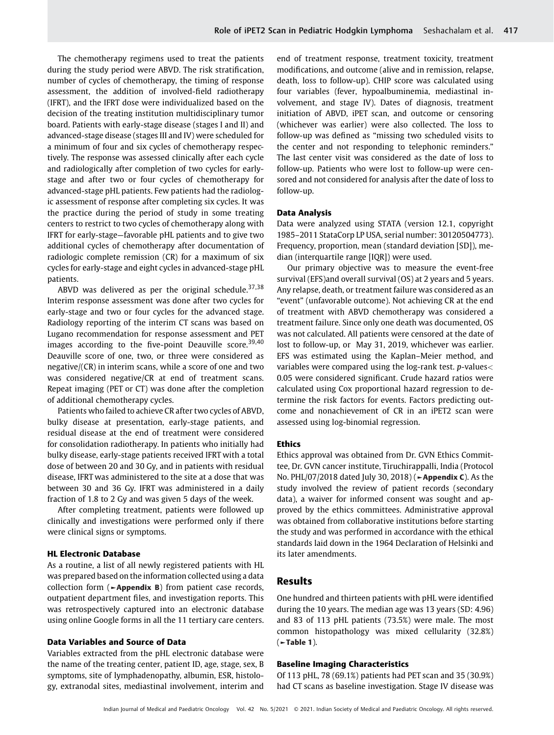The chemotherapy regimens used to treat the patients during the study period were ABVD. The risk stratification, number of cycles of chemotherapy, the timing of response assessment, the addition of involved-field radiotherapy (IFRT), and the IFRT dose were individualized based on the decision of the treating institution multidisciplinary tumor board. Patients with early-stage disease (stages I and II) and advanced-stage disease (stages III and IV) were scheduled for a minimum of four and six cycles of chemotherapy respectively. The response was assessed clinically after each cycle and radiologically after completion of two cycles for early-stage and after two or four cycles of chemotherapy for advanced-stage pHL patients. Few patients had the radiologic assessment of response after completing six cycles. It was the practice during the period of study in some treating centers to restrict to two cycles of chemotherapy along with IFRT for early-stage—favorable pHL patients and to give two additional cycles of chemotherapy after documentation of radiologic complete remission (CR) for a maximum of six cycles for early-stage and eight cycles in advanced-stage pHL patients.

ABVD was delivered as per the original schedule.[37,38] Interim response assessment was done after two cycles for early-stage and two or four cycles for the advanced stage. Radiology reporting of the interim CT scans was based on Lugano recommendation for response assessment and PET images according to the five-point Deauville score.[39,40] Deauville score of one, two, or three were considered as negative/(CR) in interim scans, while a score of one and two was considered negative/CR at end of treatment scans. Repeat imaging (PET or CT) was done after the completion of additional chemotherapy cycles.

Patients who failed to achieve CR after two cycles of ABVD, bulky disease at presentation, early-stage patients, and residual disease at the end of treatment were considered for consolidation radiotherapy. In patients who initially had bulky disease, early-stage patients received IFRT with a total dose of between 20 and 30 Gy, and in patients with residual disease, IFRT was administered to the site at a dose that was between 30 and 36 Gy. IFRT was administered in a daily fraction of 1.8 to 2 Gy and was given 5 days of the week.

After completing treatment, patients were followed up clinically and investigations were performed only if there were clinical signs or symptoms.

### HL Electronic Database

As a routine, a list of all newly registered patients with HL was prepared based on the information collected using a data collection form (►**Appendix B**) from patient case records, outpatient department files, and investigation reports. This was retrospectively captured into an electronic database using online Google forms in all the 11 tertiary care centers.

### Data Variables and Source of Data

Variables extracted from the pHL electronic database were the name of the treating center, patient ID, age, stage, sex, B symptoms, site of lymphadenopathy, albumin, ESR, histology, extranodal sites, mediastinal involvement, interim and end of treatment response, treatment toxicity, treatment modifications, and outcome (alive and in remission, relapse, death, loss to follow-up). CHIP score was calculated using four variables (fever, hypoalbuminemia, mediastinal involvement, and stage IV). Dates of diagnosis, treatment initiation of ABVD, iPET scan, and outcome or censoring (whichever was earlier) were also collected. The loss to follow-up was defined as "missing two scheduled visits to the center and not responding to telephonic reminders." The last center visit was considered as the date of loss to follow-up. Patients who were lost to follow-up were censored and not considered for analysis after the date of loss to follow-up.

### Data Analysis

Data were analyzed using STATA (version 12.1, copyright 1985–2011 StataCorp LP USA, serial number: 30120504773). Frequency, proportion, mean (standard deviation [SD]), median (interquartile range [IQR]) were used.

Our primary objective was to measure the event-free survival (EFS) and overall survival (OS) at 2 years and 5 years. Any relapse, death, or treatment failure was considered as an "event" (unfavorable outcome). Not achieving CR at the end of treatment with ABVD chemotherapy was considered a treatment failure. Since only one death was documented, OS was not calculated. All patients were censored at the date of lost to follow-up, or May 31, 2019, whichever was earlier. EFS was estimated using the Kaplan–Meier method, and variables were compared using the log-rank test. $p$-values $<$ 0.05 were considered significant. Crude hazard ratios were calculated using Cox proportional hazard regression to determine the risk factors for events. Factors predicting outcome and nonachievement of CR in an iPET2 scan were assessed using log-binomial regression.

### Ethics

Ethics approval was obtained from Dr. GVN Ethics Committee, Dr. GVN cancer institute, Tiruchirappalli, India (Protocol No. PHL/07/2018 dated July 30, 2018) (►**Appendix C**). As the study involved the review of patient records (secondary data), a waiver for informed consent was sought and approved by the ethics committees. Administrative approval was obtained from collaborative institutions before starting the study and was performed in accordance with the ethical standards laid down in the 1964 Declaration of Helsinki and its later amendments.

## Results

One hundred and thirteen patients with pHL were identified during the 10 years. The median age was 13 years (SD: 4.96) and 83 of 113 pHL patients (73.5%) were male. The most common histopathology was mixed cellularity (32.8%) (►**Table 1**).

### Baseline Imaging Characteristics

Of 113 pHL, 78 (69.1%) patients had PET scan and 35 (30.9%) had CT scans as baseline investigation. Stage IV disease was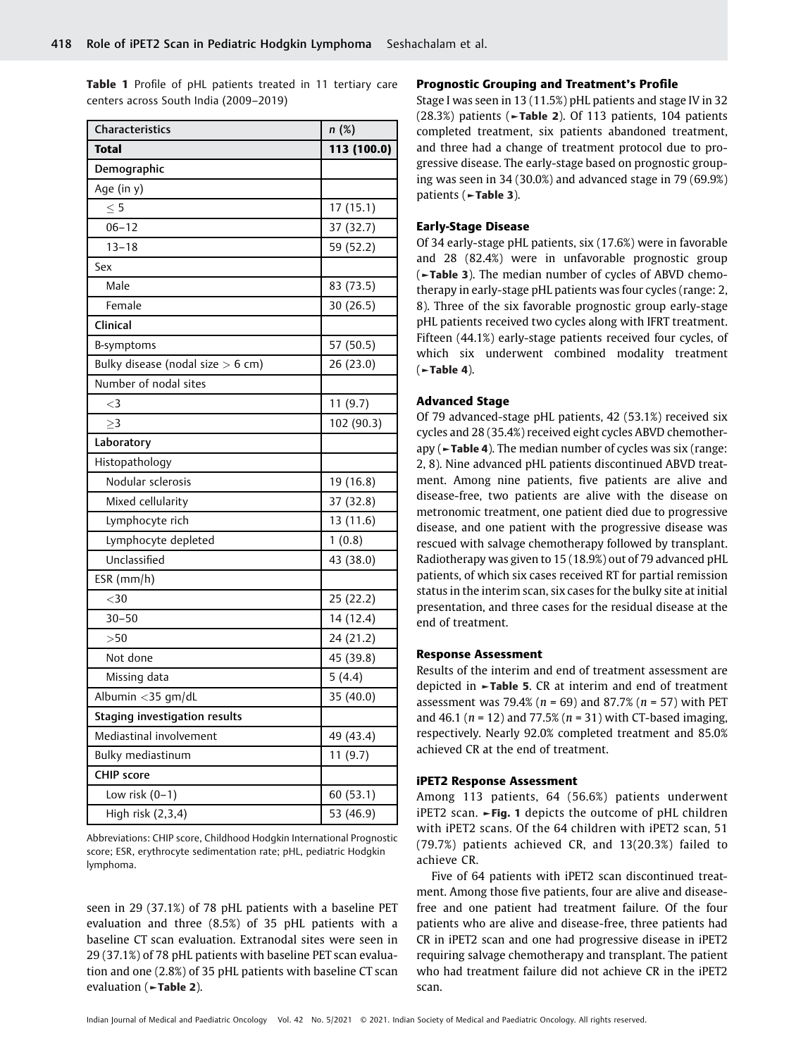**Table 1** Profile of pHL patients treated in 11 tertiary care centers across South India (2009–2019)

| Characteristics | n (%) |
|---|---|
| **Total** | **113 (100.0)** |
| **Demographic** | |
| Age (in y) | |
| ≤ 5 | 17 (15.1) |
| 06–12 | 37 (32.7) |
| 13–18 | 59 (52.2) |
| Sex | |
| Male | 83 (73.5) |
| Female | 30 (26.5) |
| **Clinical** | |
| B-symptoms | 57 (50.5) |
| Bulky disease (nodal size > 6 cm) | 26 (23.0) |
| Number of nodal sites | |
| <3 | 11 (9.7) |
| ≥3 | 102 (90.3) |
| **Laboratory** | |
| Histopathology | |
| Nodular sclerosis | 19 (16.8) |
| Mixed cellularity | 37 (32.8) |
| Lymphocyte rich | 13 (11.6) |
| Lymphocyte depleted | 1 (0.8) |
| Unclassified | 43 (38.0) |
| ESR (mm/h) | |
| <30 | 25 (22.2) |
| 30–50 | 14 (12.4) |
| >50 | 24 (21.2) |
| Not done | 45 (39.8) |
| Missing data | 5 (4.4) |
| Albumin <35 gm/dL | 35 (40.0) |
| **Staging investigation results** | |
| Mediastinal involvement | 49 (43.4) |
| Bulky mediastinum | 11 (9.7) |
| **CHIP score** | |
| Low risk (0–1) | 60 (53.1) |
| High risk (2,3,4) | 53 (46.9) |

Abbreviations: CHIP score, Childhood Hodgkin International Prognostic score; ESR, erythrocyte sedimentation rate; pHL, pediatric Hodgkin lymphoma.

seen in 29 (37.1%) of 78 pHL patients with a baseline PET evaluation and three (8.5%) of 35 pHL patients with a baseline CT scan evaluation. Extranodal sites were seen in 29 (37.1%) of 78 pHL patients with baseline PET scan evaluation and one (2.8%) of 35 pHL patients with baseline CT scan evaluation (►Table 2).

### Prognostic Grouping and Treatment's Profile

Stage I was seen in 13 (11.5%) pHL patients and stage IV in 32 (28.3%) patients (►Table 2). Of 113 patients, 104 patients completed treatment, six patients abandoned treatment, and three had a change of treatment protocol due to progressive disease. The early-stage based on prognostic grouping was seen in 34 (30.0%) and advanced stage in 79 (69.9%) patients (►Table 3).

### Early-Stage Disease

Of 34 early-stage pHL patients, six (17.6%) were in favorable and 28 (82.4%) were in unfavorable prognostic group (►Table 3). The median number of cycles of ABVD chemotherapy in early-stage pHL patients was four cycles (range: 2, 8). Three of the six favorable prognostic group early-stage pHL patients received two cycles along with IFRT treatment. Fifteen (44.1%) early-stage patients received four cycles, of which six underwent combined modality treatment (►Table 4).

### Advanced Stage

Of 79 advanced-stage pHL patients, 42 (53.1%) received six cycles and 28 (35.4%) received eight cycles ABVD chemotherapy (►Table 4). The median number of cycles was six (range: 2, 8). Nine advanced pHL patients discontinued ABVD treatment. Among nine patients, five patients are alive and disease-free, two patients are alive with the disease on metronomic treatment, one patient died due to progressive disease, and one patient with the progressive disease was rescued with salvage chemotherapy followed by transplant. Radiotherapy was given to 15 (18.9%) out of 79 advanced pHL patients, of which six cases received RT for partial remission status in the interim scan, six cases for the bulky site at initial presentation, and three cases for the residual disease at the end of treatment.

### Response Assessment

Results of the interim and end of treatment assessment are depicted in ►Table 5. CR at interim and end of treatment assessment was 79.4% ($n$ = 69) and 87.7% ($n$ = 57) with PET and 46.1 ($n$ = 12) and 77.5% ($n$ = 31) with CT-based imaging, respectively. Nearly 92.0% completed treatment and 85.0% achieved CR at the end of treatment.

### iPET2 Response Assessment

Among 113 patients, 64 (56.6%) patients underwent iPET2 scan. ►Fig. 1 depicts the outcome of pHL children with iPET2 scans. Of the 64 children with iPET2 scan, 51 (79.7%) patients achieved CR, and 13(20.3%) failed to achieve CR.

Five of 64 patients with iPET2 scan discontinued treatment. Among those five patients, four are alive and disease-free and one patient had treatment failure. Of the four patients who are alive and disease-free, three patients had CR in iPET2 scan and one had progressive disease in iPET2 requiring salvage chemotherapy and transplant. The patient who had treatment failure did not achieve CR in the iPET2 scan.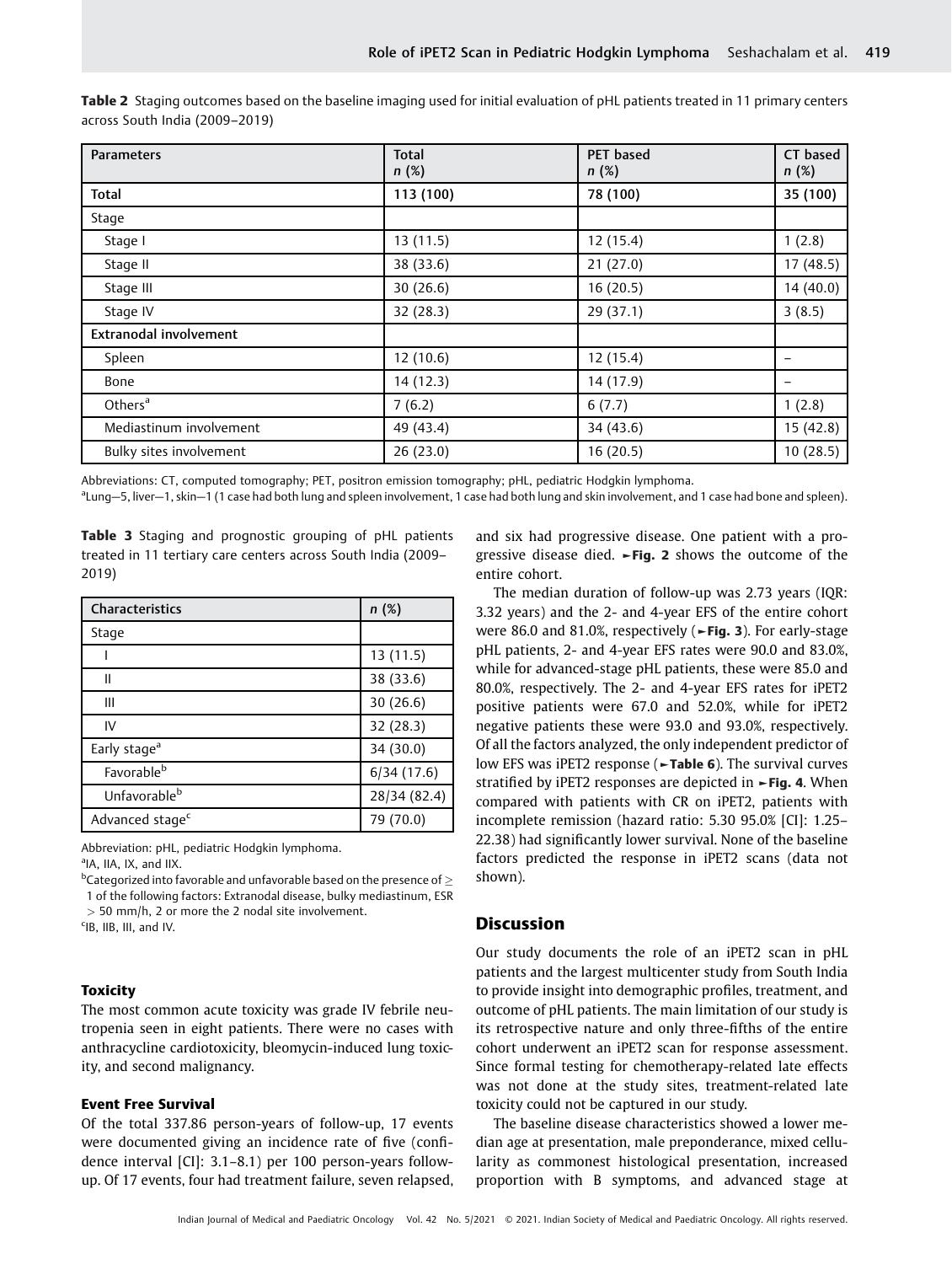**Table 2** Staging outcomes based on the baseline imaging used for initial evaluation of pHL patients treated in 11 primary centers across South India (2009–2019)

| Parameters | Total n (%) | PET based n (%) | CT based n (%) |
|---|---|---|---|
| **Total** | **113 (100)** | **78 (100)** | **35 (100)** |
| Stage | | | |
| Stage I | 13 (11.5) | 12 (15.4) | 1 (2.8) |
| Stage II | 38 (33.6) | 21 (27.0) | 17 (48.5) |
| Stage III | 30 (26.6) | 16 (20.5) | 14 (40.0) |
| Stage IV | 32 (28.3) | 29 (37.1) | 3 (8.5) |
| **Extranodal involvement** | | | |
| Spleen | 12 (10.6) | 12 (15.4) | – |
| Bone | 14 (12.3) | 14 (17.9) | – |
| Others[a] | 7 (6.2) | 6 (7.7) | 1 (2.8) |
| Mediastinum involvement | 49 (43.4) | 34 (43.6) | 15 (42.8) |
| Bulky sites involvement | 26 (23.0) | 16 (20.5) | 10 (28.5) |

Abbreviations: CT, computed tomography; PET, positron emission tomography; pHL, pediatric Hodgkin lymphoma.
[a]Lung—5, liver—1, skin—1 (1 case had both lung and spleen involvement, 1 case had both lung and skin involvement, and 1 case had bone and spleen).

**Table 3** Staging and prognostic grouping of pHL patients treated in 11 tertiary care centers across South India (2009–2019)

| Characteristics | n (%) |
|---|---|
| Stage | |
| I | 13 (11.5) |
| II | 38 (33.6) |
| III | 30 (26.6) |
| IV | 32 (28.3) |
| Early stage[a] | 34 (30.0) |
| Favorable[b] | 6/34 (17.6) |
| Unfavorable[b] | 28/34 (82.4) |
| Advanced stage[c] | 79 (70.0) |

Abbreviation: pHL, pediatric Hodgkin lymphoma.
[a]IA, IIA, IX, and IIX.
[b]Categorized into favorable and unfavorable based on the presence of ≥ 1 of the following factors: Extranodal disease, bulky mediastinum, ESR > 50 mm/h, 2 or more the 2 nodal site involvement.
[c]IB, IIB, III, and IV.

### Toxicity

The most common acute toxicity was grade IV febrile neutropenia seen in eight patients. There were no cases with anthracycline cardiotoxicity, bleomycin-induced lung toxicity, and second malignancy.

### Event Free Survival

Of the total 337.86 person-years of follow-up, 17 events were documented giving an incidence rate of five (confidence interval [CI]: 3.1–8.1) per 100 person-years follow-up. Of 17 events, four had treatment failure, seven relapsed, and six had progressive disease. One patient with a progressive disease died. ►**Fig. 2** shows the outcome of the entire cohort.

The median duration of follow-up was 2.73 years (IQR: 3.32 years) and the 2- and 4-year EFS of the entire cohort were 86.0 and 81.0%, respectively (►**Fig. 3**). For early-stage pHL patients, 2- and 4-year EFS rates were 90.0 and 83.0%, while for advanced-stage pHL patients, these were 85.0 and 80.0%, respectively. The 2- and 4-year EFS rates for iPET2 positive patients were 67.0 and 52.0%, while for iPET2 negative patients these were 93.0 and 93.0%, respectively. Of all the factors analyzed, the only independent predictor of low EFS was iPET2 response (►**Table 6**). The survival curves stratified by iPET2 responses are depicted in ►**Fig. 4**. When compared with patients with CR on iPET2, patients with incomplete remission (hazard ratio: 5.30 95.0% [CI]: 1.25–22.38) had significantly lower survival. None of the baseline factors predicted the response in iPET2 scans (data not shown).

## Discussion

Our study documents the role of an iPET2 scan in pHL patients and the largest multicenter study from South India to provide insight into demographic profiles, treatment, and outcome of pHL patients. The main limitation of our study is its retrospective nature and only three-fifths of the entire cohort underwent an iPET2 scan for response assessment. Since formal testing for chemotherapy-related late effects was not done at the study sites, treatment-related late toxicity could not be captured in our study.

The baseline disease characteristics showed a lower median age at presentation, male preponderance, mixed cellularity as commonest histological presentation, increased proportion with B symptoms, and advanced stage at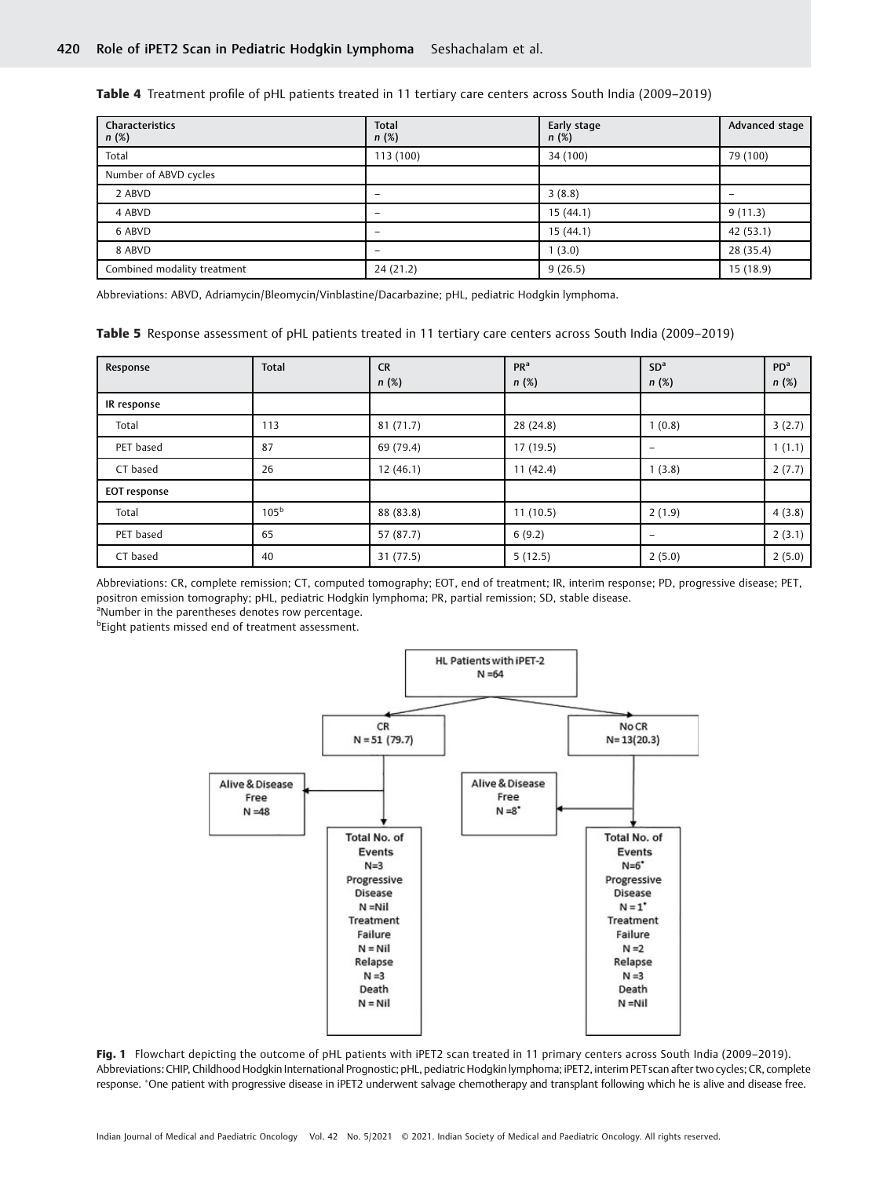**Table 4** Treatment profile of pHL patients treated in 11 tertiary care centers across South India (2009–2019)

| Characteristics n (%) | Total n (%) | Early stage n (%) | Advanced stage |
|---|---|---|---|
| Total | 113 (100) | 34 (100) | 79 (100) |
| Number of ABVD cycles | | | |
| 2 ABVD | – | 3 (8.8) | – |
| 4 ABVD | – | 15 (44.1) | 9 (11.3) |
| 6 ABVD | – | 15 (44.1) | 42 (53.1) |
| 8 ABVD | – | 1 (3.0) | 28 (35.4) |
| Combined modality treatment | 24 (21.2) | 9 (26.5) | 15 (18.9) |

Abbreviations: ABVD, Adriamycin/Bleomycin/Vinblastine/Dacarbazine; pHL, pediatric Hodgkin lymphoma.

**Table 5** Response assessment of pHL patients treated in 11 tertiary care centers across South India (2009–2019)

| Response | Total | CR n (%) | PR[a] n (%) | SD[a] n (%) | PD[a] n (%) |
|---|---|---|---|---|---|
| **IR response** | | | | | |
| Total | 113 | 81 (71.7) | 28 (24.8) | 1 (0.8) | 3 (2.7) |
| PET based | 87 | 69 (79.4) | 17 (19.5) | – | 1 (1.1) |
| CT based | 26 | 12 (46.1) | 11 (42.4) | 1 (3.8) | 2 (7.7) |
| **EOT response** | | | | | |
| Total | 105[b] | 88 (83.8) | 11 (10.5) | 2 (1.9) | 4 (3.8) |
| PET based | 65 | 57 (87.7) | 6 (9.2) | – | 2 (3.1) |
| CT based | 40 | 31 (77.5) | 5 (12.5) | 2 (5.0) | 2 (5.0) |

Abbreviations: CR, complete remission; CT, computed tomography; EOT, end of treatment; IR, interim response; PD, progressive disease; PET, positron emission tomography; pHL, pediatric Hodgkin lymphoma; PR, partial remission; SD, stable disease.
[a]Number in the parentheses denotes row percentage.
[b]Eight patients missed end of treatment assessment.

HL Patients with iPET-2 N = 64

- CR N = 51 (79.7)
  - Alive & Disease Free N = 48
  - Total No. of Events N = 3; Progressive Disease N = Nil; Treatment Failure N = Nil; Relapse N = 3; Death N = Nil
- No CR N = 13 (20.3)
  - Alive & Disease Free N = 8*
  - Total No. of Events N = 6*; Progressive Disease N = 1*; Treatment Failure N = 2; Relapse N = 3; Death N = Nil

**Fig. 1** Flowchart depicting the outcome of pHL patients with iPET2 scan treated in 11 primary centers across South India (2009–2019). Abbreviations: CHIP, Childhood Hodgkin International Prognostic; pHL, pediatric Hodgkin lymphoma; iPET2, interim PET scan after two cycles; CR, complete response. *One patient with progressive disease in iPET2 underwent salvage chemotherapy and transplant following which he is alive and disease free.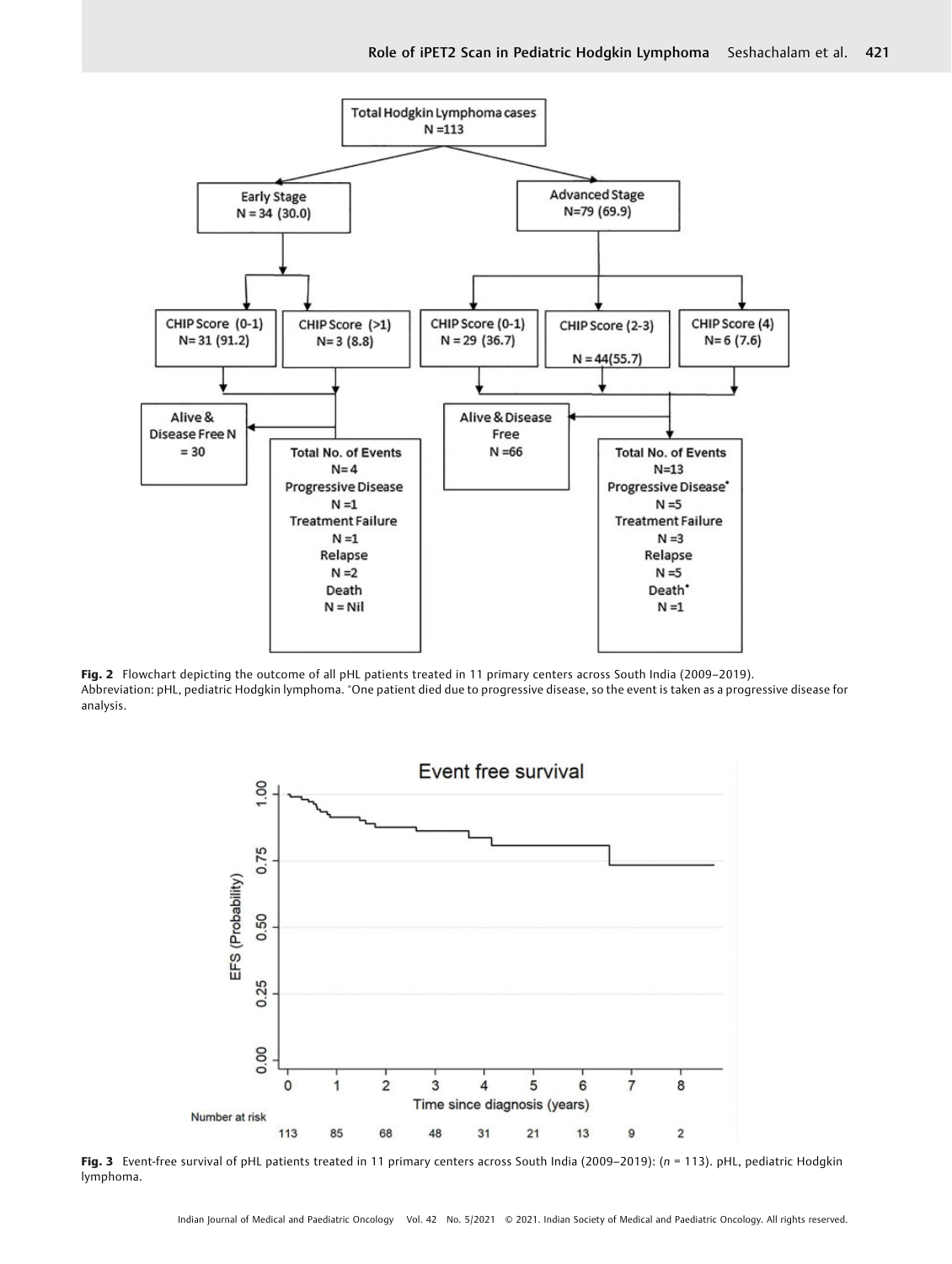Fig. 2 Flowchart depicting the outcome of all pHL patients treated in 11 primary centers across South India (2009–2019).
Abbreviation: pHL, pediatric Hodgkin lymphoma. *One patient died due to progressive disease, so the event is taken as a progressive disease for analysis.

Fig. 3 Event-free survival of pHL patients treated in 11 primary centers across South India (2009–2019): ($n$ = 113). pHL, pediatric Hodgkin lymphoma.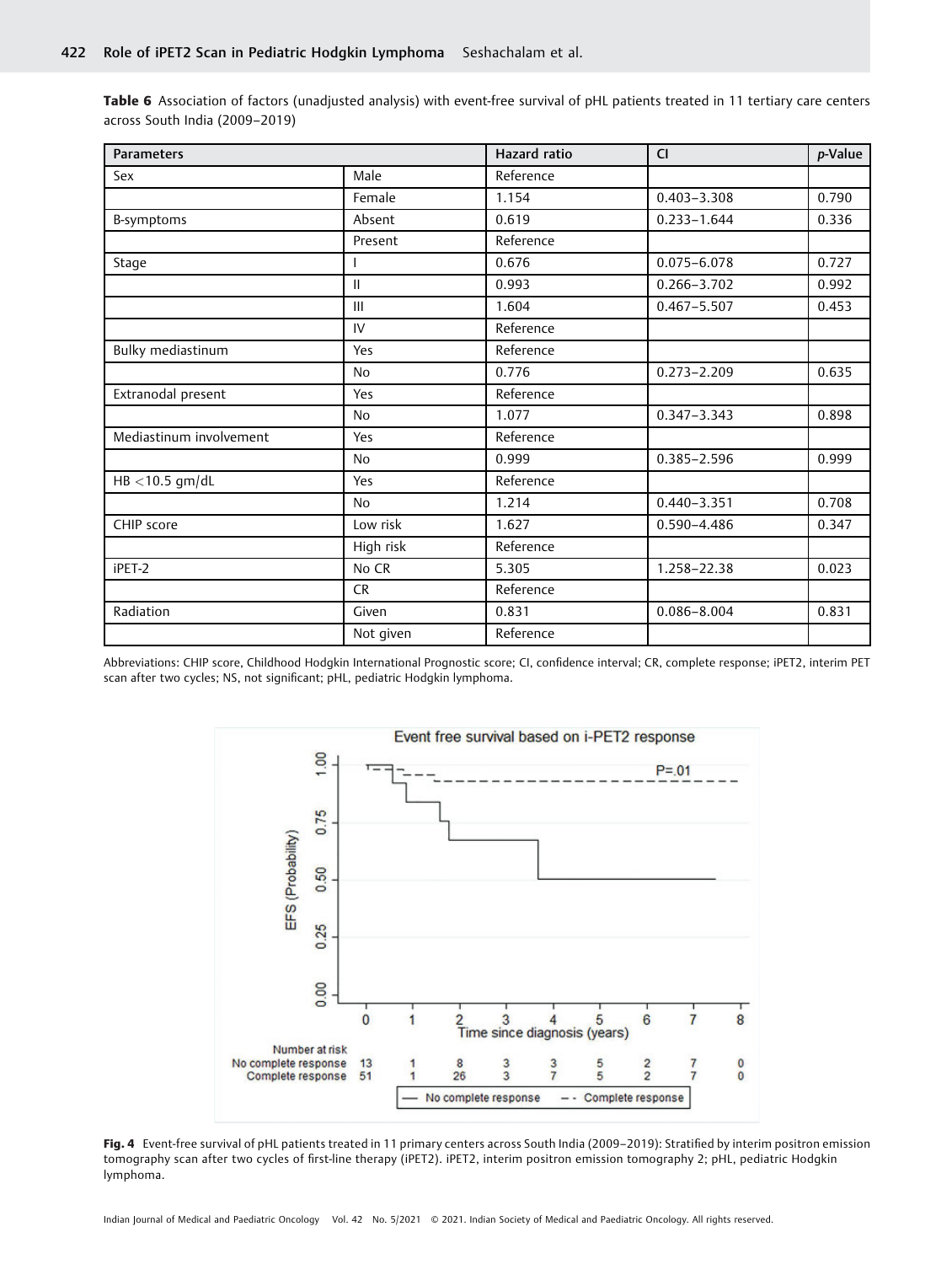**Table 6** Association of factors (unadjusted analysis) with event-free survival of pHL patients treated in 11 tertiary care centers across South India (2009–2019)

| Parameters | | Hazard ratio | CI | *p*-Value |
|---|---|---|---|---|
| Sex | Male | Reference | | |
| | Female | 1.154 | 0.403–3.308 | 0.790 |
| B-symptoms | Absent | 0.619 | 0.233–1.644 | 0.336 |
| | Present | Reference | | |
| Stage | I | 0.676 | 0.075–6.078 | 0.727 |
| | II | 0.993 | 0.266–3.702 | 0.992 |
| | III | 1.604 | 0.467–5.507 | 0.453 |
| | IV | Reference | | |
| Bulky mediastinum | Yes | Reference | | |
| | No | 0.776 | 0.273–2.209 | 0.635 |
| Extranodal present | Yes | Reference | | |
| | No | 1.077 | 0.347–3.343 | 0.898 |
| Mediastinum involvement | Yes | Reference | | |
| | No | 0.999 | 0.385–2.596 | 0.999 |
| HB <10.5 gm/dL | Yes | Reference | | |
| | No | 1.214 | 0.440–3.351 | 0.708 |
| CHIP score | Low risk | 1.627 | 0.590–4.486 | 0.347 |
| | High risk | Reference | | |
| iPET-2 | No CR | 5.305 | 1.258–22.38 | 0.023 |
| | CR | Reference | | |
| Radiation | Given | 0.831 | 0.086–8.004 | 0.831 |
| | Not given | Reference | | |

Abbreviations: CHIP score, Childhood Hodgkin International Prognostic score; CI, confidence interval; CR, complete response; iPET2, interim PET scan after two cycles; NS, not significant; pHL, pediatric Hodgkin lymphoma.

**Fig. 4** Event-free survival of pHL patients treated in 11 primary centers across South India (2009–2019): Stratified by interim positron emission tomography scan after two cycles of first-line therapy (iPET2). iPET2, interim positron emission tomography 2; pHL, pediatric Hodgkin lymphoma.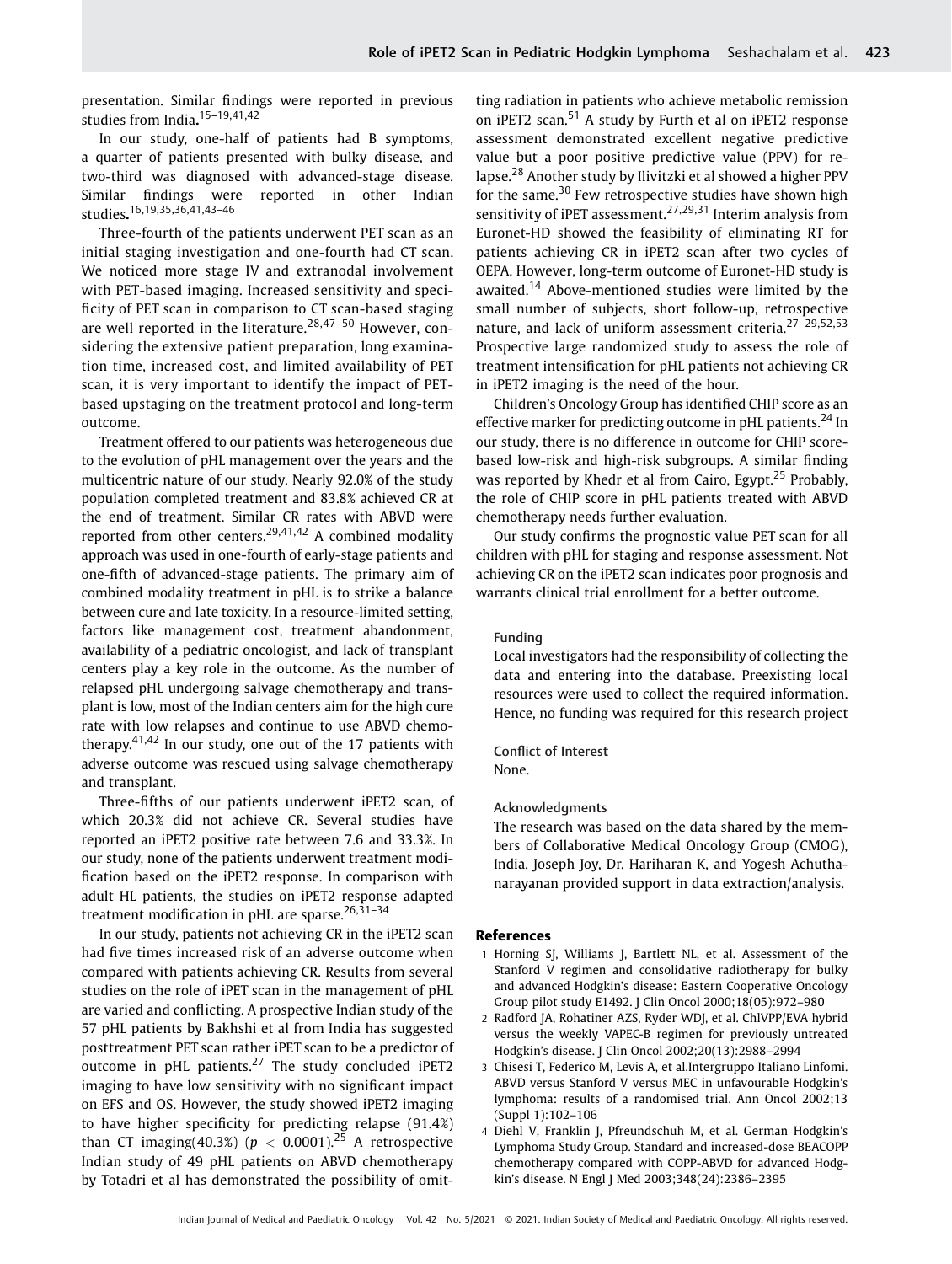presentation. Similar findings were reported in previous studies from India.[15–19,41,42]

In our study, one-half of patients had B symptoms, a quarter of patients presented with bulky disease, and two-third was diagnosed with advanced-stage disease. Similar findings were reported in other Indian studies.[16,19,35,36,41,43–46]

Three-fourth of the patients underwent PET scan as an initial staging investigation and one-fourth had CT scan. We noticed more stage IV and extranodal involvement with PET-based imaging. Increased sensitivity and specificity of PET scan in comparison to CT scan-based staging are well reported in the literature.[28,47–50] However, considering the extensive patient preparation, long examination time, increased cost, and limited availability of PET scan, it is very important to identify the impact of PET-based upstaging on the treatment protocol and long-term outcome.

Treatment offered to our patients was heterogeneous due to the evolution of pHL management over the years and the multicentric nature of our study. Nearly 92.0% of the study population completed treatment and 83.8% achieved CR at the end of treatment. Similar CR rates with ABVD were reported from other centers.[29,41,42] A combined modality approach was used in one-fourth of early-stage patients and one-fifth of advanced-stage patients. The primary aim of combined modality treatment in pHL is to strike a balance between cure and late toxicity. In a resource-limited setting, factors like management cost, treatment abandonment, availability of a pediatric oncologist, and lack of transplant centers play a key role in the outcome. As the number of relapsed pHL undergoing salvage chemotherapy and transplant is low, most of the Indian centers aim for the high cure rate with low relapses and continue to use ABVD chemotherapy.[41,42] In our study, one out of the 17 patients with adverse outcome was rescued using salvage chemotherapy and transplant.

Three-fifths of our patients underwent iPET2 scan, of which 20.3% did not achieve CR. Several studies have reported an iPET2 positive rate between 7.6 and 33.3%. In our study, none of the patients underwent treatment modification based on the iPET2 response. In comparison with adult HL patients, the studies on iPET2 response adapted treatment modification in pHL are sparse.[26,31–34]

In our study, patients not achieving CR in the iPET2 scan had five times increased risk of an adverse outcome when compared with patients achieving CR. Results from several studies on the role of iPET scan in the management of pHL are varied and conflicting. A prospective Indian study of the 57 pHL patients by Bakhshi et al from India has suggested posttreatment PET scan rather iPET scan to be a predictor of outcome in pHL patients.[27] The study concluded iPET2 imaging to have low sensitivity with no significant impact on EFS and OS. However, the study showed iPET2 imaging to have higher specificity for predicting relapse (91.4%) than CT imaging(40.3%) ($p < 0.0001$).[25] A retrospective Indian study of 49 pHL patients on ABVD chemotherapy by Totadri et al has demonstrated the possibility of omitting radiation in patients who achieve metabolic remission on iPET2 scan.[51] A study by Furth et al on iPET2 response assessment demonstrated excellent negative predictive value but a poor positive predictive value (PPV) for relapse.[28] Another study by Ilivitzki et al showed a higher PPV for the same.[30] Few retrospective studies have shown high sensitivity of iPET assessment.[27,29,31] Interim analysis from Euronet-HD showed the feasibility of eliminating RT for patients achieving CR in iPET2 scan after two cycles of OEPA. However, long-term outcome of Euronet-HD study is awaited.[14] Above-mentioned studies were limited by the small number of subjects, short follow-up, retrospective nature, and lack of uniform assessment criteria.[27–29,52,53] Prospective large randomized study to assess the role of treatment intensification for pHL patients not achieving CR in iPET2 imaging is the need of the hour.

Children's Oncology Group has identified CHIP score as an effective marker for predicting outcome in pHL patients.[24] In our study, there is no difference in outcome for CHIP score-based low-risk and high-risk subgroups. A similar finding was reported by Khedr et al from Cairo, Egypt.[25] Probably, the role of CHIP score in pHL patients treated with ABVD chemotherapy needs further evaluation.

Our study confirms the prognostic value PET scan for all children with pHL for staging and response assessment. Not achieving CR on the iPET2 scan indicates poor prognosis and warrants clinical trial enrollment for a better outcome.

Funding

Local investigators had the responsibility of collecting the data and entering into the database. Preexisting local resources were used to collect the required information. Hence, no funding was required for this research project

Conflict of Interest

None.

Acknowledgments

The research was based on the data shared by the members of Collaborative Medical Oncology Group (CMOG), India. Joseph Joy, Dr. Hariharan K, and Yogesh Achuthanarayanan provided support in data extraction/analysis.

## References

1 Horning SJ, Williams J, Bartlett NL, et al. Assessment of the Stanford V regimen and consolidative radiotherapy for bulky and advanced Hodgkin's disease: Eastern Cooperative Oncology Group pilot study E1492. J Clin Oncol 2000;18(05):972–980

2 Radford JA, Rohatiner AZS, Ryder WDJ, et al. ChlVPP/EVA hybrid versus the weekly VAPEC-B regimen for previously untreated Hodgkin's disease. J Clin Oncol 2002;20(13):2988–2994

3 Chisesi T, Federico M, Levis A, et al.Intergruppo Italiano Linfomi. ABVD versus Stanford V versus MEC in unfavourable Hodgkin's lymphoma: results of a randomised trial. Ann Oncol 2002;13 (Suppl 1):102–106

4 Diehl V, Franklin J, Pfreundschuh M, et al. German Hodgkin's Lymphoma Study Group. Standard and increased-dose BEACOPP chemotherapy compared with COPP-ABVD for advanced Hodgkin's disease. N Engl J Med 2003;348(24):2386–2395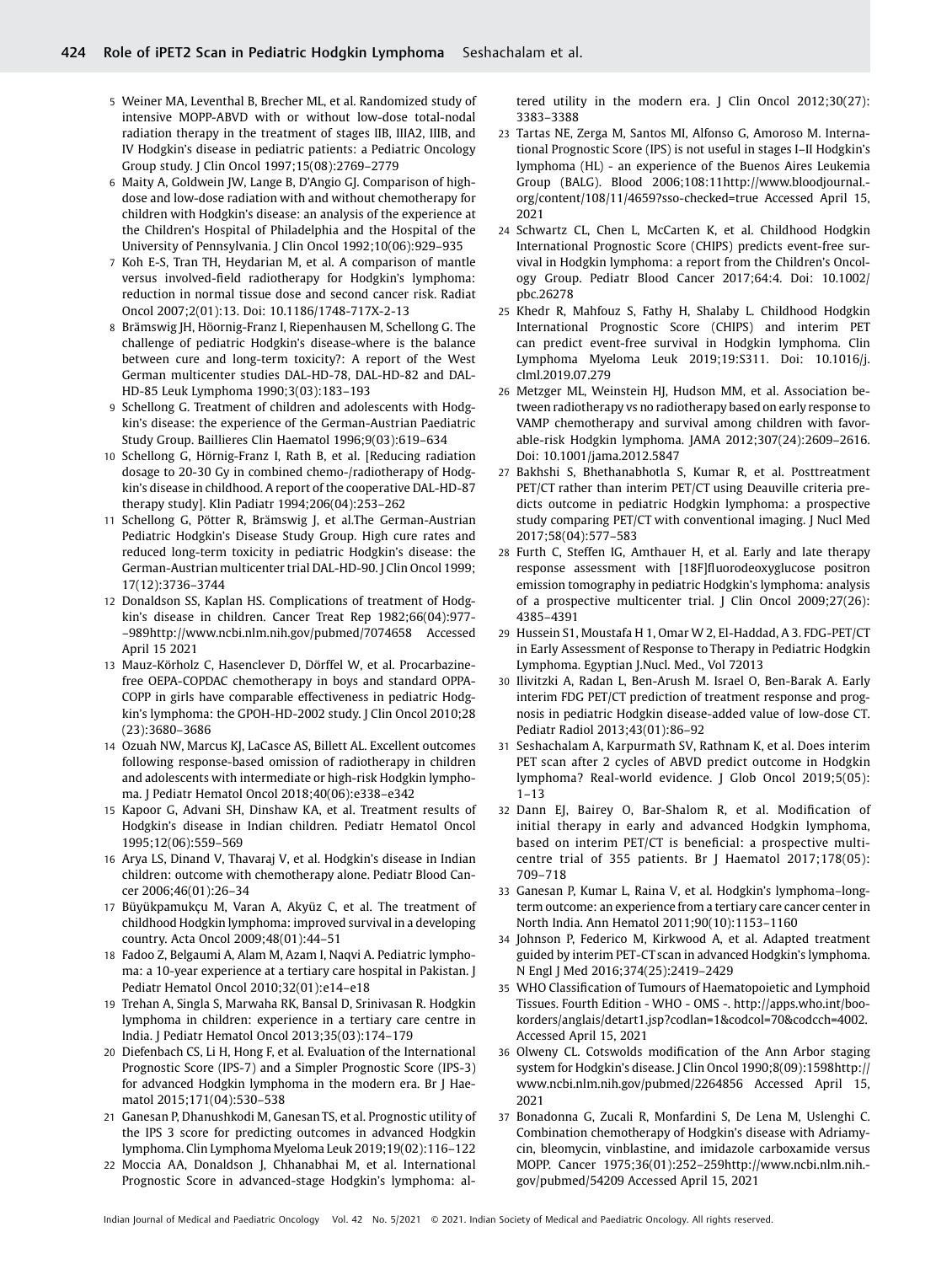5 Weiner MA, Leventhal B, Brecher ML, et al. Randomized study of intensive MOPP-ABVD with or without low-dose total-nodal radiation therapy in the treatment of stages IIB, IIIA2, IIIB, and IV Hodgkin's disease in pediatric patients: a Pediatric Oncology Group study. J Clin Oncol 1997;15(08):2769–2779

6 Maity A, Goldwein JW, Lange B, D'Angio GJ. Comparison of high-dose and low-dose radiation with and without chemotherapy for children with Hodgkin's disease: an analysis of the experience at the Children's Hospital of Philadelphia and the Hospital of the University of Pennsylvania. J Clin Oncol 1992;10(06):929–935

7 Koh E-S, Tran TH, Heydarian M, et al. A comparison of mantle versus involved-field radiotherapy for Hodgkin's lymphoma: reduction in normal tissue dose and second cancer risk. Radiat Oncol 2007;2(01):13. Doi: 10.1186/1748-717X-2-13

8 Brämswig JH, Höörnig-Franz I, Riepenhausen M, Schellong G. The challenge of pediatric Hodgkin's disease-where is the balance between cure and long-term toxicity?: A report of the West German multicenter studies DAL-HD-78, DAL-HD-82 and DAL-HD-85 Leuk Lymphoma 1990;3(03):183–193

9 Schellong G. Treatment of children and adolescents with Hodgkin's disease: the experience of the German-Austrian Paediatric Study Group. Baillieres Clin Haematol 1996;9(03):619–634

10 Schellong G, Hörnig-Franz I, Rath B, et al. [Reducing radiation dosage to 20-30 Gy in combined chemo-/radiotherapy of Hodgkin's disease in childhood. A report of the cooperative DAL-HD-87 therapy study]. Klin Padiatr 1994;206(04):253–262

11 Schellong G, Pötter R, Brämswig J, et al.The German-Austrian Pediatric Hodgkin's Disease Study Group. High cure rates and reduced long-term toxicity in pediatric Hodgkin's disease: the German-Austrian multicenter trial DAL-HD-90. J Clin Oncol 1999; 17(12):3736–3744

12 Donaldson SS, Kaplan HS. Complications of treatment of Hodgkin's disease in children. Cancer Treat Rep 1982;66(04):977–989http://www.ncbi.nlm.nih.gov/pubmed/7074658 Accessed April 15 2021

13 Mauz-Körholz C, Hasenclever D, Dörffel W, et al. Procarbazine-free OEPA-COPDAC chemotherapy in boys and standard OPPA-COPP in girls have comparable effectiveness in pediatric Hodgkin's lymphoma: the GPOH-HD-2002 study. J Clin Oncol 2010;28 (23):3680–3686

14 Ozuah NW, Marcus KJ, LaCasce AS, Billett AL. Excellent outcomes following response-based omission of radiotherapy in children and adolescents with intermediate or high-risk Hodgkin lymphoma. J Pediatr Hematol Oncol 2018;40(06):e338–e342

15 Kapoor G, Advani SH, Dinshaw KA, et al. Treatment results of Hodgkin's disease in Indian children. Pediatr Hematol Oncol 1995;12(06):559–569

16 Arya LS, Dinand V, Thavaraj V, et al. Hodgkin's disease in Indian children: outcome with chemotherapy alone. Pediatr Blood Cancer 2006;46(01):26–34

17 Büyükpamukçu M, Varan A, Akyüz C, et al. The treatment of childhood Hodgkin lymphoma: improved survival in a developing country. Acta Oncol 2009;48(01):44–51

18 Fadoo Z, Belgaumi A, Alam M, Azam I, Naqvi A. Pediatric lymphoma: a 10-year experience at a tertiary care hospital in Pakistan. J Pediatr Hematol Oncol 2010;32(01):e14–e18

19 Trehan A, Singla S, Marwaha RK, Bansal D, Srinivasan R. Hodgkin lymphoma in children: experience in a tertiary care centre in India. J Pediatr Hematol Oncol 2013;35(03):174–179

20 Diefenbach CS, Li H, Hong F, et al. Evaluation of the International Prognostic Score (IPS-7) and a Simpler Prognostic Score (IPS-3) for advanced Hodgkin lymphoma in the modern era. Br J Haematol 2015;171(04):530–538

21 Ganesan P, Dhanushkodi M, Ganesan TS, et al. Prognostic utility of the IPS 3 score for predicting outcomes in advanced Hodgkin lymphoma. Clin Lymphoma Myeloma Leuk 2019;19(02):116–122

22 Moccia AA, Donaldson J, Chhanabhai M, et al. International Prognostic Score in advanced-stage Hodgkin's lymphoma: altered utility in the modern era. J Clin Oncol 2012;30(27): 3383–3388

23 Tartas NE, Zerga M, Santos MI, Alfonso G, Amoroso M. International Prognostic Score (IPS) is not useful in stages I–II Hodgkin's lymphoma (HL) - an experience of the Buenos Aires Leukemia Group (BALG). Blood 2006;108:11http://www.bloodjournal.org/content/108/11/4659?sso-checked=true Accessed April 15, 2021

24 Schwartz CL, Chen L, McCarten K, et al. Childhood Hodgkin International Prognostic Score (CHIPS) predicts event-free survival in Hodgkin lymphoma: a report from the Children's Oncology Group. Pediatr Blood Cancer 2017;64:4. Doi: 10.1002/pbc.26278

25 Khedr R, Mahfouz S, Fathy H, Shalaby L. Childhood Hodgkin International Prognostic Score (CHIPS) and interim PET can predict event-free survival in Hodgkin lymphoma. Clin Lymphoma Myeloma Leuk 2019;19:S311. Doi: 10.1016/j.clml.2019.07.279

26 Metzger ML, Weinstein HJ, Hudson MM, et al. Association between radiotherapy vs no radiotherapy based on early response to VAMP chemotherapy and survival among children with favorable-risk Hodgkin lymphoma. JAMA 2012;307(24):2609–2616. Doi: 10.1001/jama.2012.5847

27 Bakhshi S, Bhethanabhotla S, Kumar R, et al. Posttreatment PET/CT rather than interim PET/CT using Deauville criteria predicts outcome in pediatric Hodgkin lymphoma: a prospective study comparing PET/CT with conventional imaging. J Nucl Med 2017;58(04):577–583

28 Furth C, Steffen IG, Amthauer H, et al. Early and late therapy response assessment with [18F]fluorodeoxyglucose positron emission tomography in pediatric Hodgkin's lymphoma: analysis of a prospective multicenter trial. J Clin Oncol 2009;27(26): 4385–4391

29 Hussein S1, Moustafa H 1, Omar W 2, El-Haddad, A 3. FDG-PET/CT in Early Assessment of Response to Therapy in Pediatric Hodgkin Lymphoma. Egyptian J.Nucl. Med., Vol 72013

30 Ilivitzki A, Radan L, Ben-Arush M. Israel O, Ben-Barak A. Early interim FDG PET/CT prediction of treatment response and prognosis in pediatric Hodgkin disease-added value of low-dose CT. Pediatr Radiol 2013;43(01):86–92

31 Seshachalam A, Karpurmath SV, Rathnam K, et al. Does interim PET scan after 2 cycles of ABVD predict outcome in Hodgkin lymphoma? Real-world evidence. J Glob Oncol 2019;5(05): 1–13

32 Dann EJ, Bairey O, Bar-Shalom R, et al. Modification of initial therapy in early and advanced Hodgkin lymphoma, based on interim PET/CT is beneficial: a prospective multicentre trial of 355 patients. Br J Haematol 2017;178(05): 709–718

33 Ganesan P, Kumar L, Raina V, et al. Hodgkin's lymphoma–long-term outcome: an experience from a tertiary care cancer center in North India. Ann Hematol 2011;90(10):1153–1160

34 Johnson P, Federico M, Kirkwood A, et al. Adapted treatment guided by interim PET-CT scan in advanced Hodgkin's lymphoma. N Engl J Med 2016;374(25):2419–2429

35 WHO Classification of Tumours of Haematopoietic and Lymphoid Tissues. Fourth Edition - WHO - OMS -. http://apps.who.int/bookorders/anglais/detart1.jsp?codlan=1&codcol=70&codcch=4002. Accessed April 15, 2021

36 Olweny CL. Cotswolds modification of the Ann Arbor staging system for Hodgkin's disease. J Clin Oncol 1990;8(09):1598http://www.ncbi.nlm.nih.gov/pubmed/2264856 Accessed April 15, 2021

37 Bonadonna G, Zucali R, Monfardini S, De Lena M, Uslenghi C. Combination chemotherapy of Hodgkin's disease with Adriamycin, bleomycin, vinblastine, and imidazole carboxamide versus MOPP. Cancer 1975;36(01):252–259http://www.ncbi.nlm.nih.gov/pubmed/54209 Accessed April 15, 2021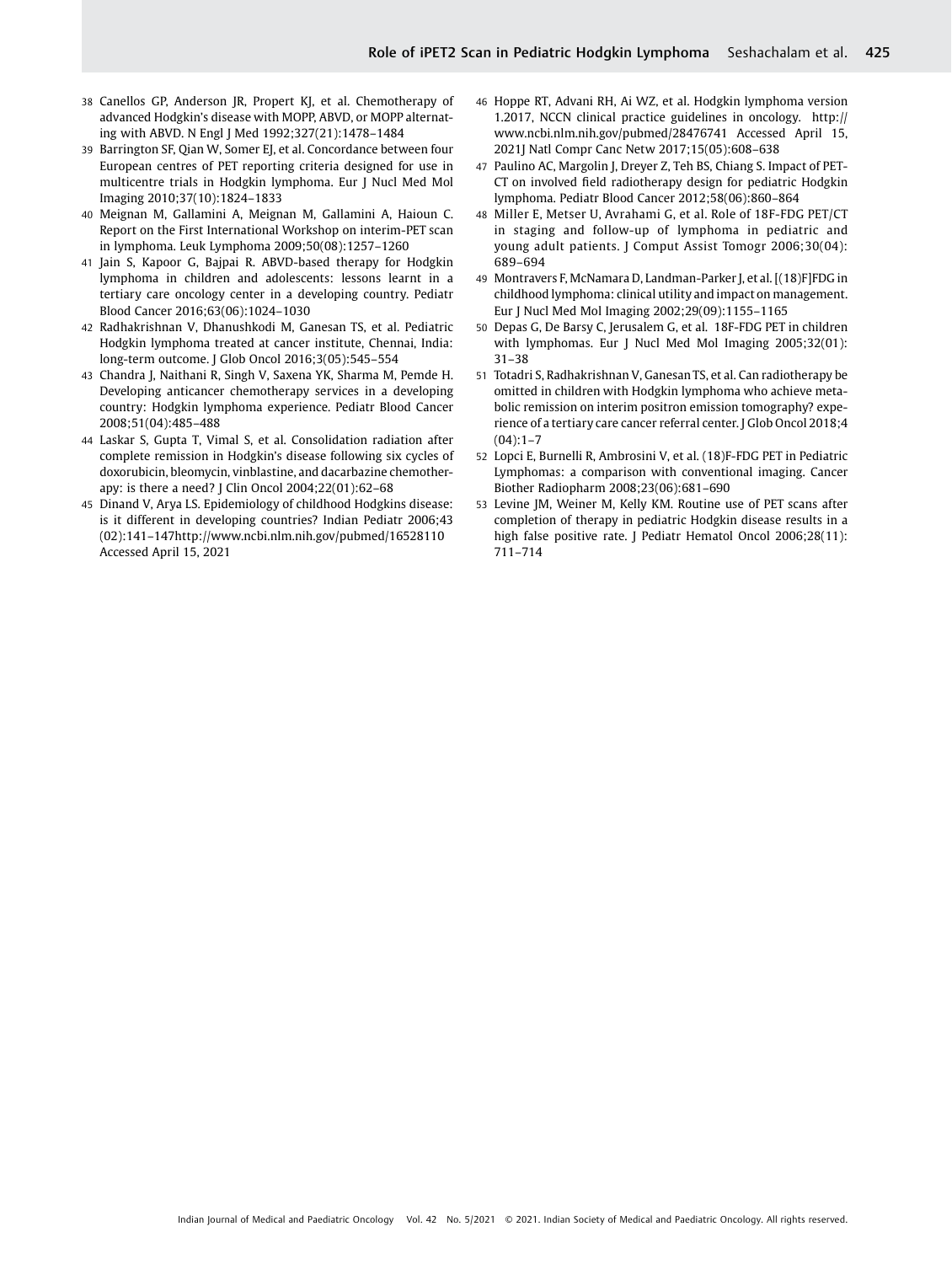38 Canellos GP, Anderson JR, Propert KJ, et al. Chemotherapy of advanced Hodgkin's disease with MOPP, ABVD, or MOPP alternating with ABVD. N Engl J Med 1992;327(21):1478–1484

39 Barrington SF, Qian W, Somer EJ, et al. Concordance between four European centres of PET reporting criteria designed for use in multicentre trials in Hodgkin lymphoma. Eur J Nucl Med Mol Imaging 2010;37(10):1824–1833

40 Meignan M, Gallamini A, Meignan M, Gallamini A, Haioun C. Report on the First International Workshop on interim-PET scan in lymphoma. Leuk Lymphoma 2009;50(08):1257–1260

41 Jain S, Kapoor G, Bajpai R. ABVD-based therapy for Hodgkin lymphoma in children and adolescents: lessons learnt in a tertiary care oncology center in a developing country. Pediatr Blood Cancer 2016;63(06):1024–1030

42 Radhakrishnan V, Dhanushkodi M, Ganesan TS, et al. Pediatric Hodgkin lymphoma treated at cancer institute, Chennai, India: long-term outcome. J Glob Oncol 2016;3(05):545–554

43 Chandra J, Naithani R, Singh V, Saxena YK, Sharma M, Pemde H. Developing anticancer chemotherapy services in a developing country: Hodgkin lymphoma experience. Pediatr Blood Cancer 2008;51(04):485–488

44 Laskar S, Gupta T, Vimal S, et al. Consolidation radiation after complete remission in Hodgkin's disease following six cycles of doxorubicin, bleomycin, vinblastine, and dacarbazine chemotherapy: is there a need? J Clin Oncol 2004;22(01):62–68

45 Dinand V, Arya LS. Epidemiology of childhood Hodgkins disease: is it different in developing countries? Indian Pediatr 2006;43 (02):141–147http://www.ncbi.nlm.nih.gov/pubmed/16528110 Accessed April 15, 2021

46 Hoppe RT, Advani RH, Ai WZ, et al. Hodgkin lymphoma version 1.2017, NCCN clinical practice guidelines in oncology. http://www.ncbi.nlm.nih.gov/pubmed/28476741 Accessed April 15, 2021J Natl Compr Canc Netw 2017;15(05):608–638

47 Paulino AC, Margolin J, Dreyer Z, Teh BS, Chiang S. Impact of PET-CT on involved field radiotherapy design for pediatric Hodgkin lymphoma. Pediatr Blood Cancer 2012;58(06):860–864

48 Miller E, Metser U, Avrahami G, et al. Role of 18F-FDG PET/CT in staging and follow-up of lymphoma in pediatric and young adult patients. J Comput Assist Tomogr 2006;30(04): 689–694

49 Montravers F, McNamara D, Landman-Parker J, et al. [(18)F]FDG in childhood lymphoma: clinical utility and impact on management. Eur J Nucl Med Mol Imaging 2002;29(09):1155–1165

50 Depas G, De Barsy C, Jerusalem G, et al. 18F-FDG PET in children with lymphomas. Eur J Nucl Med Mol Imaging 2005;32(01): 31–38

51 Totadri S, Radhakrishnan V, Ganesan TS, et al. Can radiotherapy be omitted in children with Hodgkin lymphoma who achieve metabolic remission on interim positron emission tomography? experience of a tertiary care cancer referral center. J Glob Oncol 2018;4 (04):1–7

52 Lopci E, Burnelli R, Ambrosini V, et al. (18)F-FDG PET in Pediatric Lymphomas: a comparison with conventional imaging. Cancer Biother Radiopharm 2008;23(06):681–690

53 Levine JM, Weiner M, Kelly KM. Routine use of PET scans after completion of therapy in pediatric Hodgkin disease results in a high false positive rate. J Pediatr Hematol Oncol 2006;28(11): 711–714